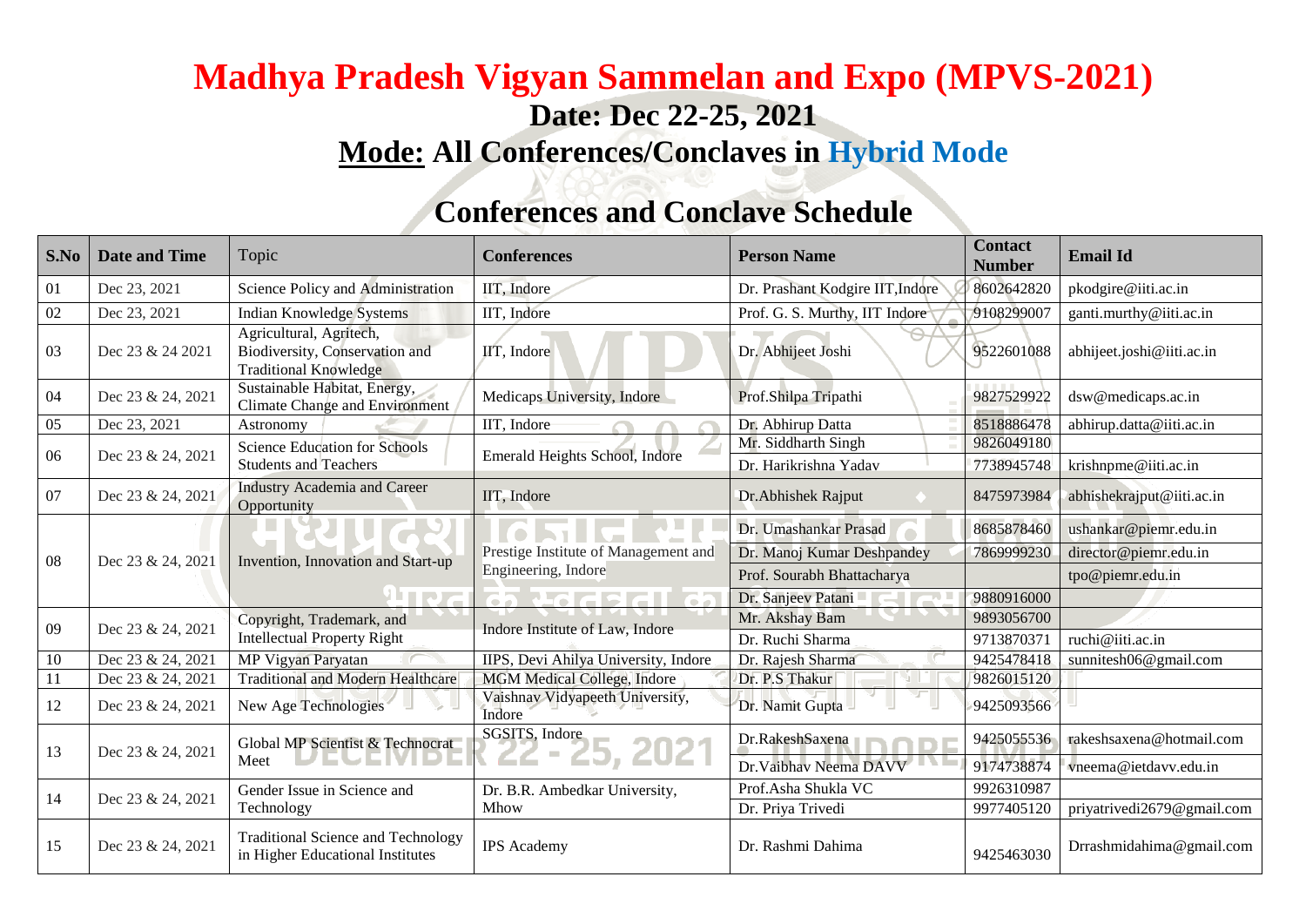# Madhya Pradesh Vigyan Sammelan and Expo (MPVS-2021)

## Date: Dec 22-25, 2021

## Mode: All Conferences/Conclaves in Hybrid Mode

## Conferences and Conclave Schedule

| S.No | Date and Time | Topic | Conferences | Person Name | Contact Number | Email Id |
|---|---|---|---|---|---|---|
| 01 | Dec 23, 2021 | Science Policy and Administration | IIT, Indore | Dr. Prashant Kodgire IIT,Indore | 8602642820 | pkodgire@iiti.ac.in |
| 02 | Dec 23, 2021 | Indian Knowledge Systems | IIT, Indore | Prof. G. S. Murthy, IIT Indore | 9108299007 | ganti.murthy@iiti.ac.in |
| 03 | Dec 23 & 24 2021 | Agricultural, Agritech, Biodiversity, Conservation and Traditional Knowledge | IIT, Indore | Dr. Abhijeet Joshi | 9522601088 | abhijeet.joshi@iiti.ac.in |
| 04 | Dec 23 & 24, 2021 | Sustainable Habitat, Energy, Climate Change and Environment | Medicaps University, Indore | Prof.Shilpa Tripathi | 9827529922 | dsw@medicaps.ac.in |
| 05 | Dec 23, 2021 | Astronomy | IIT, Indore | Dr. Abhirup Datta | 8518886478 | abhirup.datta@iiti.ac.in |
| 06 | Dec 23 & 24, 2021 | Science Education for Schools Students and Teachers | Emerald Heights School, Indore | Mr. Siddharth Singh | 9826049180 | |
| | | | | Dr. Harikrishna Yadav | 7738945748 | krishnpme@iiti.ac.in |
| 07 | Dec 23 & 24, 2021 | Industry Academia and Career Opportunity | IIT, Indore | Dr.Abhishek Rajput | 8475973984 | abhishekrajput@iiti.ac.in |
| 08 | Dec 23 & 24, 2021 | Invention, Innovation and Start-up | Prestige Institute of Management and Engineering, Indore | Dr. Umashankar Prasad | 8685878460 | ushankar@piemr.edu.in |
| | | | | Dr. Manoj Kumar Deshpandey | 7869999230 | director@piemr.edu.in |
| | | | | Prof. Sourabh Bhattacharya | | tpo@piemr.edu.in |
| | | | | Dr. Sanjeev Patani | 9880916000 | |
| 09 | Dec 23 & 24, 2021 | Copyright, Trademark, and Intellectual Property Right | Indore Institute of Law, Indore | Mr. Akshay Bam | 9893056700 | |
| | | | | Dr. Ruchi Sharma | 9713870371 | ruchi@iiti.ac.in |
| 10 | Dec 23 & 24, 2021 | MP Vigyan Paryatan | IIPS, Devi Ahilya University, Indore | Dr. Rajesh Sharma | 9425478418 | sunnitesh06@gmail.com |
| 11 | Dec 23 & 24, 2021 | Traditional and Modern Healthcare | MGM Medical College, Indore | Dr. P.S Thakur | 9826015120 | |
| 12 | Dec 23 & 24, 2021 | New Age Technologies | Vaishnav Vidyapeeth University, Indore | Dr. Namit Gupta | 9425093566 | |
| 13 | Dec 23 & 24, 2021 | Global MP Scientist & Technocrat Meet | SGSITS, Indore | Dr.RakeshSaxena | 9425055536 | rakeshsaxena@hotmail.com |
| | | | | Dr.Vaibhav Neema DAVV | 9174738874 | vneema@ietdavv.edu.in |
| 14 | Dec 23 & 24, 2021 | Gender Issue in Science and Technology | Dr. B.R. Ambedkar University, Mhow | Prof.Asha Shukla VC | 9926310987 | |
| | | | | Dr. Priya Trivedi | 9977405120 | priyatrivedi2679@gmail.com |
| 15 | Dec 23 & 24, 2021 | Traditional Science and Technology in Higher Educational Institutes | IPS Academy | Dr. Rashmi Dahima | 9425463030 | Drrashmidahima@gmail.com |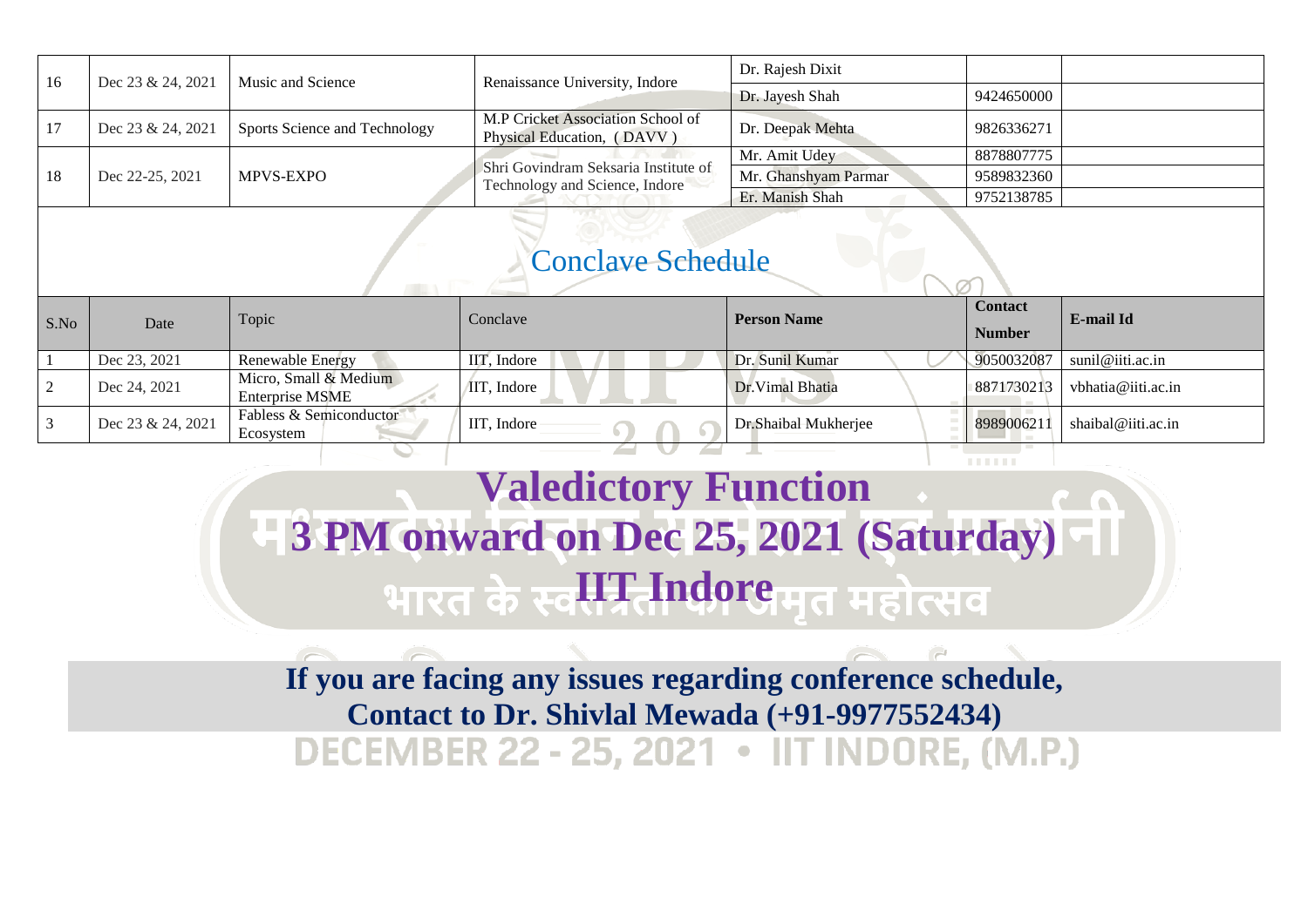| | | | | | | |
|---|---|---|---|---|---|---|
| 16 | Dec 23 & 24, 2021 | Music and Science | Renaissance University, Indore | Dr. Rajesh Dixit | | |
| | | | | Dr. Jayesh Shah | 9424650000 | |
| 17 | Dec 23 & 24, 2021 | Sports Science and Technology | M.P Cricket Association School of Physical Education, (DAVV) | Dr. Deepak Mehta | 9826336271 | |
| 18 | Dec 22-25, 2021 | MPVS-EXPO | Shri Govindram Seksaria Institute of Technology and Science, Indore | Mr. Amit Udey | 8878807775 | |
| | | | | Mr. Ghanshyam Parmar | 9589832360 | |
| | | | | Er. Manish Shah | 9752138785 | |

## Conclave Schedule

| S.No | Date | Topic | Conclave | **Person Name** | **Contact Number** | **E-mail Id** |
|---|---|---|---|---|---|---|
| 1 | Dec 23, 2021 | Renewable Energy | IIT, Indore | Dr. Sunil Kumar | 9050032087 | sunil@iiti.ac.in |
| 2 | Dec 24, 2021 | Micro, Small & Medium Enterprise MSME | IIT, Indore | Dr.Vimal Bhatia | 8871730213 | vbhatia@iiti.ac.in |
| 3 | Dec 23 & 24, 2021 | Fabless & Semiconductor Ecosystem | IIT, Indore | Dr.Shaibal Mukherjee | 8989006211 | shaibal@iiti.ac.in |

# Valedictory Function

# 3 PM onward on Dec 25, 2021 (Saturday)

# IIT Indore

**If you are facing any issues regarding conference schedule, Contact to Dr. Shivlal Mewada (+91-9977552434)**

DECEMBER 22 - 25, 2021 • IIT INDORE, (M.P.)